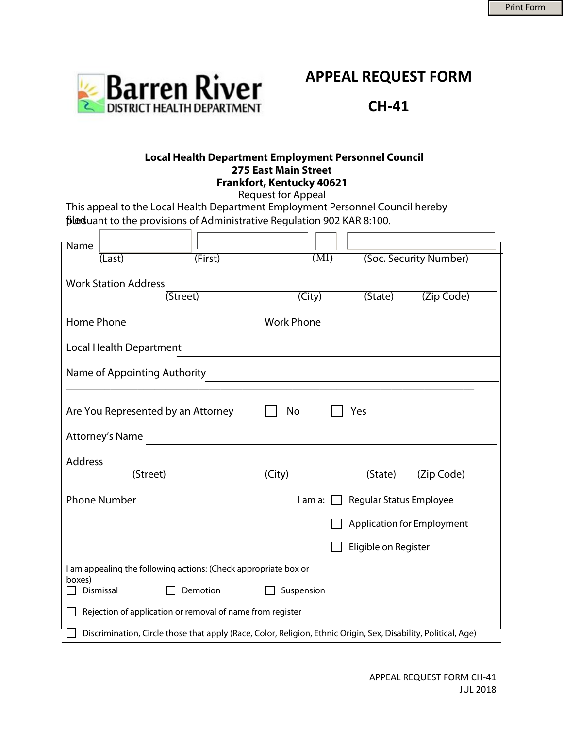Print Form

Barren River DISTRICT HEALTH DEPARTMENT

# APPEAL REQUEST FORM

# CH-41

**Local Health Department Employment Personnel Council**
**275 East Main Street**
**Frankfort, Kentucky 40621**

Request for Appeal

This appeal to the Local Health Department Employment Personnel Council hereby filed pursuant to the provisions of Administrative Regulation 902 KAR 8:100.

Name ____________ ____________ ____ ____________
(Last) (First) (MI) (Soc. Security Number)

Work Station Address ________________________________________
(Street) (City) (State) (Zip Code)

Home Phone ____________ Work Phone ____________

Local Health Department ________________________________________

Name of Appointing Authority ________________________________________

________________________________________________________________

Are You Represented by an Attorney ☐ No ☐ Yes

Attorney's Name ________________________________________

Address ________________________________________
(Street) (City) (State) (Zip Code)

Phone Number ____________

I am a:
- ☐ Regular Status Employee
- ☐ Application for Employment
- ☐ Eligible on Register

I am appealing the following actions: (Check appropriate box or boxes)

☐ Dismissal ☐ Demotion ☐ Suspension

☐ Rejection of application or removal of name from register

☐ Discrimination, Circle those that apply (Race, Color, Religion, Ethnic Origin, Sex, Disability, Political, Age)

APPEAL REQUEST FORM CH-41
JUL 2018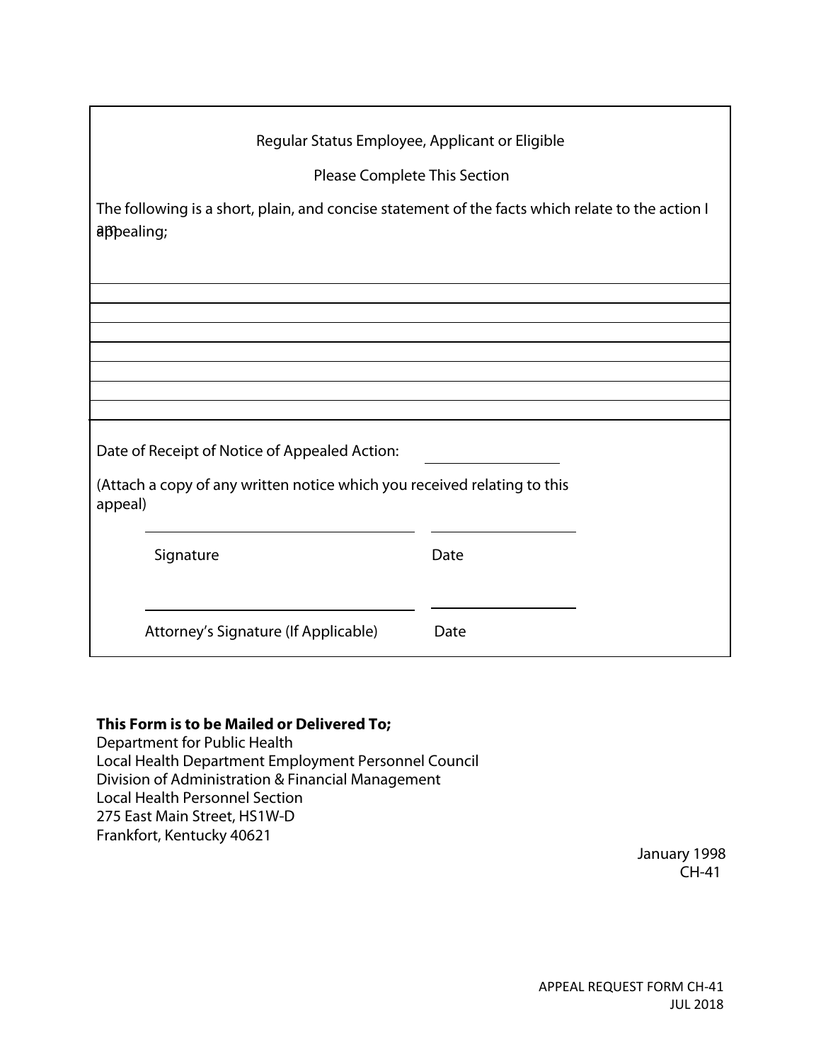Regular Status Employee, Applicant or Eligible

Please Complete This Section

The following is a short, plain, and concise statement of the facts which relate to the action I am appealing;

\_\_\_\_\_\_\_\_\_\_\_\_\_\_\_\_\_\_\_\_\_\_\_\_\_\_\_\_\_\_\_\_\_\_\_\_\_\_\_\_\_\_\_\_\_\_\_\_\_\_\_\_\_\_\_\_\_\_\_\_

\_\_\_\_\_\_\_\_\_\_\_\_\_\_\_\_\_\_\_\_\_\_\_\_\_\_\_\_\_\_\_\_\_\_\_\_\_\_\_\_\_\_\_\_\_\_\_\_\_\_\_\_\_\_\_\_\_\_\_\_

\_\_\_\_\_\_\_\_\_\_\_\_\_\_\_\_\_\_\_\_\_\_\_\_\_\_\_\_\_\_\_\_\_\_\_\_\_\_\_\_\_\_\_\_\_\_\_\_\_\_\_\_\_\_\_\_\_\_\_\_

\_\_\_\_\_\_\_\_\_\_\_\_\_\_\_\_\_\_\_\_\_\_\_\_\_\_\_\_\_\_\_\_\_\_\_\_\_\_\_\_\_\_\_\_\_\_\_\_\_\_\_\_\_\_\_\_\_\_\_\_

\_\_\_\_\_\_\_\_\_\_\_\_\_\_\_\_\_\_\_\_\_\_\_\_\_\_\_\_\_\_\_\_\_\_\_\_\_\_\_\_\_\_\_\_\_\_\_\_\_\_\_\_\_\_\_\_\_\_\_\_

\_\_\_\_\_\_\_\_\_\_\_\_\_\_\_\_\_\_\_\_\_\_\_\_\_\_\_\_\_\_\_\_\_\_\_\_\_\_\_\_\_\_\_\_\_\_\_\_\_\_\_\_\_\_\_\_\_\_\_\_

\_\_\_\_\_\_\_\_\_\_\_\_\_\_\_\_\_\_\_\_\_\_\_\_\_\_\_\_\_\_\_\_\_\_\_\_\_\_\_\_\_\_\_\_\_\_\_\_\_\_\_\_\_\_\_\_\_\_\_\_

Date of Receipt of Notice of Appealed Action: \_\_\_\_\_\_\_\_\_\_\_\_\_\_\_\_

(Attach a copy of any written notice which you received relating to this appeal)

\_\_\_\_\_\_\_\_\_\_\_\_\_\_\_\_\_\_\_\_\_\_\_\_\_\_\_\_ \_\_\_\_\_\_\_\_\_\_\_\_\_\_\_\_

Signature Date

\_\_\_\_\_\_\_\_\_\_\_\_\_\_\_\_\_\_\_\_\_\_\_\_\_\_\_\_ \_\_\_\_\_\_\_\_\_\_\_\_\_\_\_\_

Attorney's Signature (If Applicable) Date

**This Form is to be Mailed or Delivered To;**

Department for Public Health
Local Health Department Employment Personnel Council
Division of Administration & Financial Management
Local Health Personnel Section
275 East Main Street, HS1W-D
Frankfort, Kentucky 40621

January 1998
CH-41

APPEAL REQUEST FORM CH-41
JUL 2018